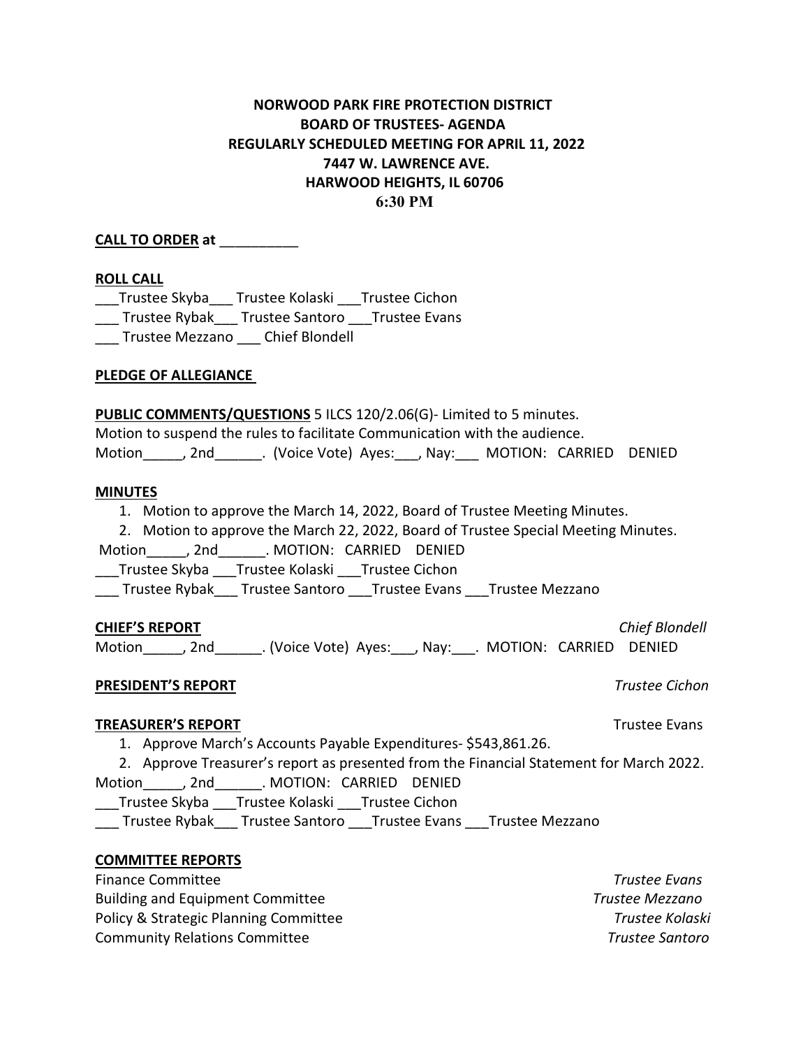**NORWOOD PARK FIRE PROTECTION DISTRICT**
**BOARD OF TRUSTEES- AGENDA**
**REGULARLY SCHEDULED MEETING FOR APRIL 11, 2022**
**7447 W. LAWRENCE AVE.**
**HARWOOD HEIGHTS, IL 60706**
**6:30 PM**

**CALL TO ORDER at** __________

**ROLL CALL**

___Trustee Skyba___ Trustee Kolaski ___Trustee Cichon
___ Trustee Rybak___ Trustee Santoro ___Trustee Evans
___ Trustee Mezzano ___ Chief Blondell

**PLEDGE OF ALLEGIANCE**

**PUBLIC COMMENTS/QUESTIONS** 5 ILCS 120/2.06(G)- Limited to 5 minutes.
Motion to suspend the rules to facilitate Communication with the audience.
Motion_____, 2nd______. (Voice Vote) Ayes:___, Nay:___ MOTION: CARRIED DENIED

**MINUTES**

1. Motion to approve the March 14, 2022, Board of Trustee Meeting Minutes.
2. Motion to approve the March 22, 2022, Board of Trustee Special Meeting Minutes.

Motion_____, 2nd______. MOTION: CARRIED DENIED
___Trustee Skyba ___Trustee Kolaski ___Trustee Cichon
___ Trustee Rybak___ Trustee Santoro ___Trustee Evans ___Trustee Mezzano

**CHIEF'S REPORT** *Chief Blondell*
Motion_____, 2nd______. (Voice Vote) Ayes:___, Nay:___. MOTION: CARRIED DENIED

**PRESIDENT'S REPORT** *Trustee Cichon*

**TREASURER'S REPORT** Trustee Evans

1. Approve March's Accounts Payable Expenditures- $543,861.26.
2. Approve Treasurer's report as presented from the Financial Statement for March 2022.

Motion_____, 2nd______. MOTION: CARRIED DENIED
___Trustee Skyba ___Trustee Kolaski ___Trustee Cichon
___ Trustee Rybak___ Trustee Santoro ___Trustee Evans ___Trustee Mezzano

**COMMITTEE REPORTS**

Finance Committee *Trustee Evans*
Building and Equipment Committee *Trustee Mezzano*
Policy & Strategic Planning Committee *Trustee Kolaski*
Community Relations Committee *Trustee Santoro*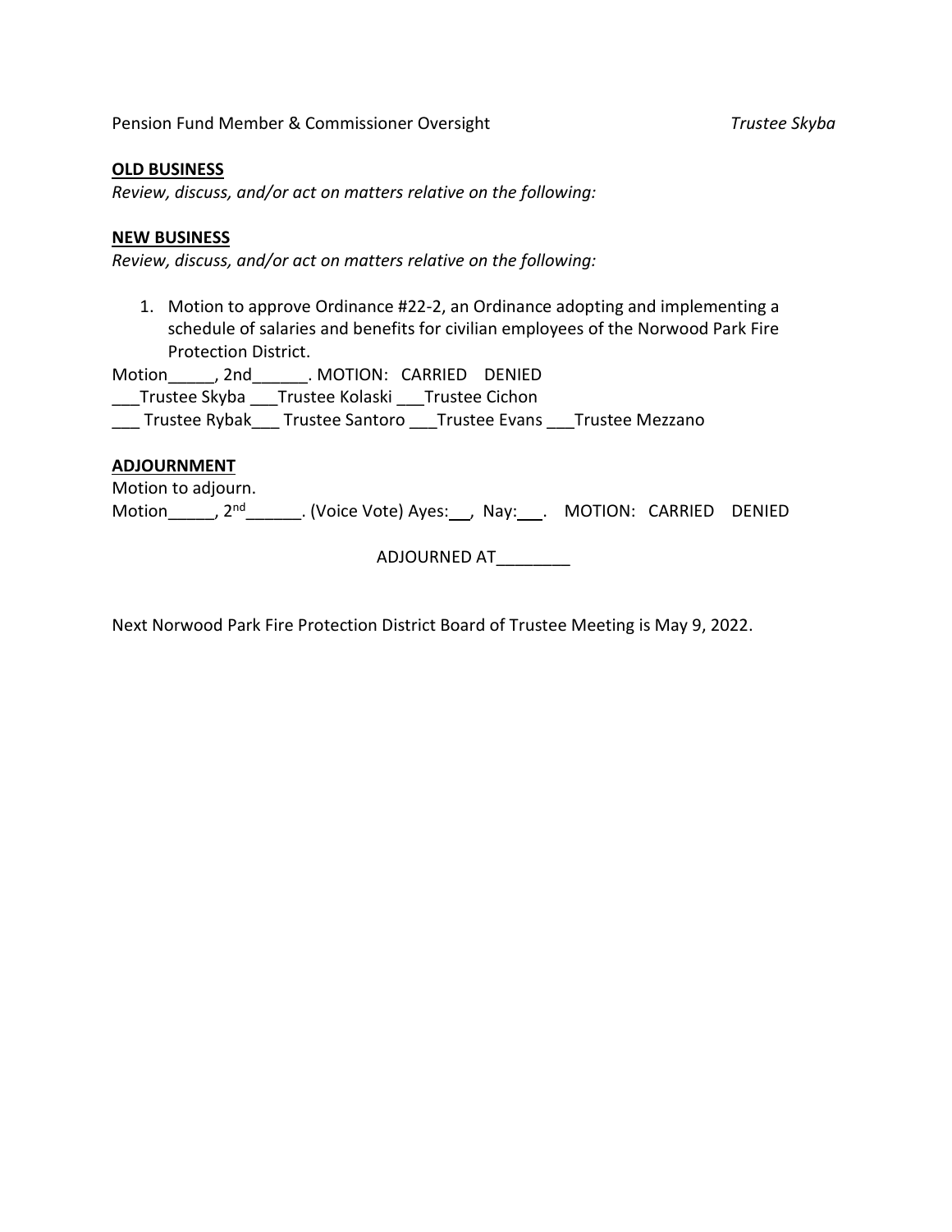Pension Fund Member & Commissioner Oversight *Trustee Skyba*

**OLD BUSINESS**

*Review, discuss, and/or act on matters relative on the following:*

**NEW BUSINESS**

*Review, discuss, and/or act on matters relative on the following:*

1. Motion to approve Ordinance #22-2, an Ordinance adopting and implementing a schedule of salaries and benefits for civilian employees of the Norwood Park Fire Protection District.

Motion_____, 2nd______. MOTION: CARRIED DENIED

___Trustee Skyba ___Trustee Kolaski ___Trustee Cichon

___ Trustee Rybak___ Trustee Santoro ___Trustee Evans ___Trustee Mezzano

**ADJOURNMENT**

Motion to adjourn.

Motion_____, 2nd______. (Voice Vote) Ayes:__, Nay:__. MOTION: CARRIED DENIED

ADJOURNED AT________

Next Norwood Park Fire Protection District Board of Trustee Meeting is May 9, 2022.